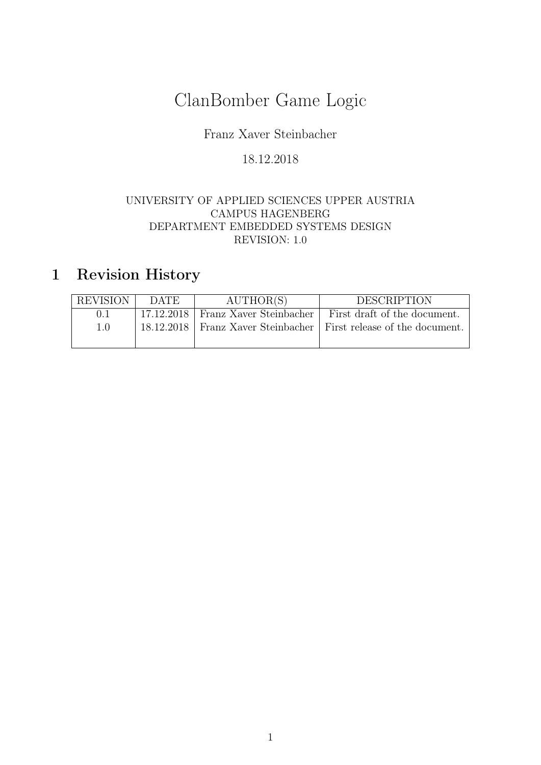# ClanBomber Game Logic

Franz Xaver Steinbacher

18.12.2018

UNIVERSITY OF APPLIED SCIENCES UPPER AUSTRIA
CAMPUS HAGENBERG
DEPARTMENT EMBEDDED SYSTEMS DESIGN
REVISION: 1.0

## 1 Revision History

| REVISION | DATE | AUTHOR(S) | DESCRIPTION |
|---|---|---|---|
| 0.1 | 17.12.2018 | Franz Xaver Steinbacher | First draft of the document. |
| 1.0 | 18.12.2018 | Franz Xaver Steinbacher | First release of the document. |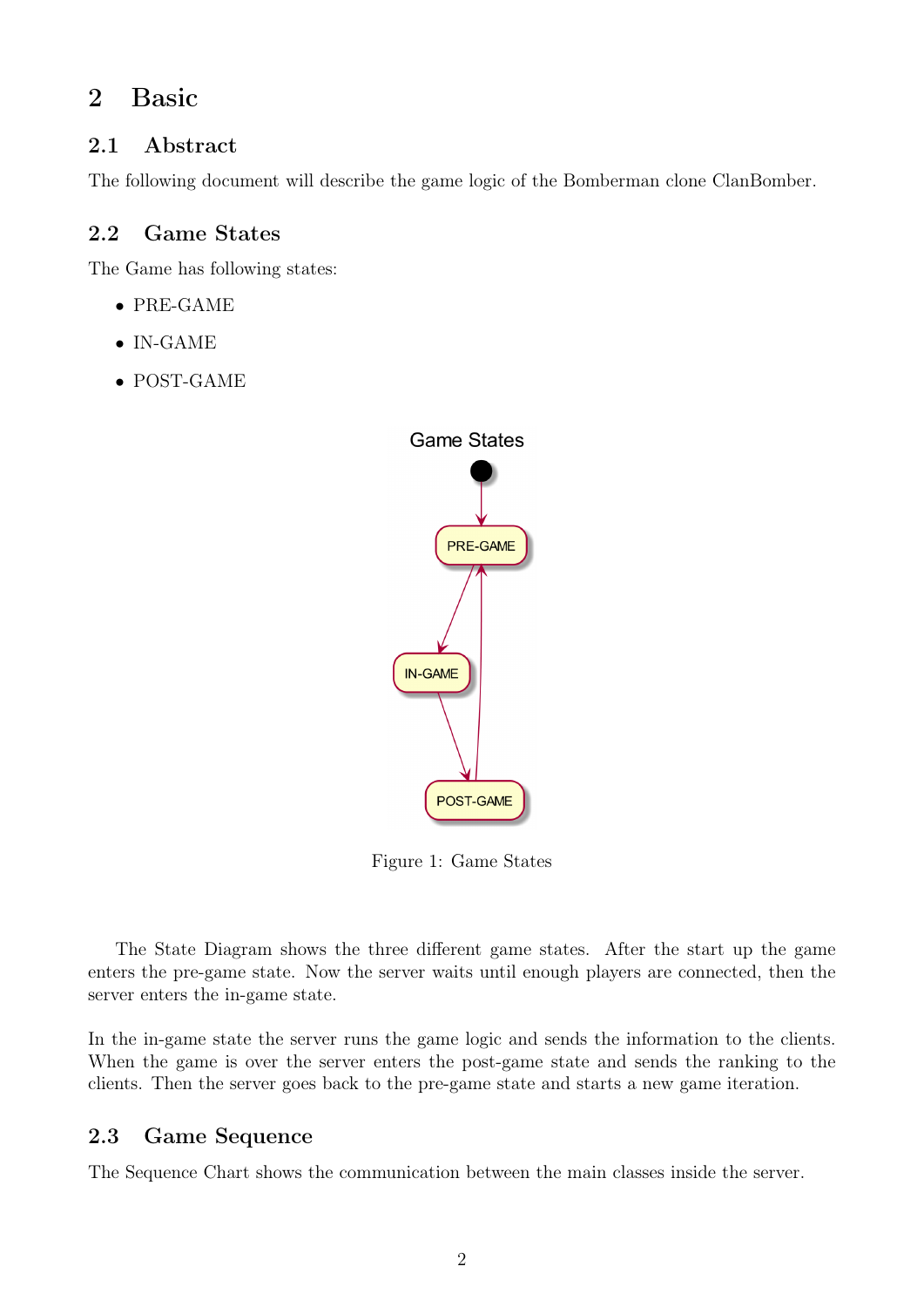## 2 Basic

### 2.1 Abstract

The following document will describe the game logic of the Bomberman clone ClanBomber.

### 2.2 Game States

The Game has following states:

- PRE-GAME
- IN-GAME
- POST-GAME

Figure 1: Game States

The State Diagram shows the three different game states. After the start up the game enters the pre-game state. Now the server waits until enough players are connected, then the server enters the in-game state.

In the in-game state the server runs the game logic and sends the information to the clients. When the game is over the server enters the post-game state and sends the ranking to the clients. Then the server goes back to the pre-game state and starts a new game iteration.

### 2.3 Game Sequence

The Sequence Chart shows the communication between the main classes inside the server.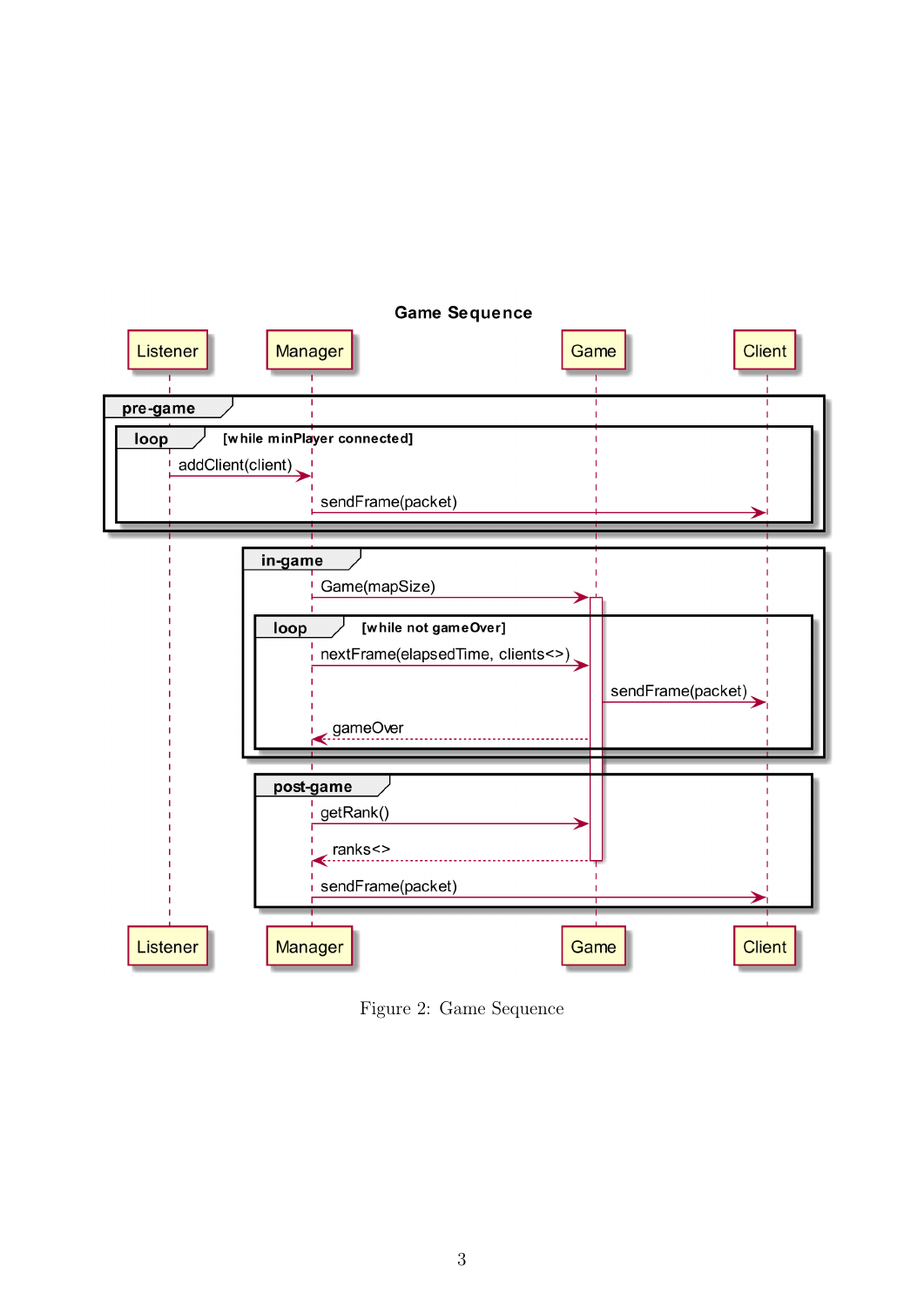**Game Sequence**

Listener | Manager | Game | Client

**pre-game**

**loop** [while minPlayer connected]

- Listener → Manager: addClient(client)
- Manager → Client: sendFrame(packet)

**in-game**

- Manager → Game: Game(mapSize)

**loop** [while not gameOver]

- Manager → Game: nextFrame(elapsedTime, clients<>)
- Game → Client: sendFrame(packet)
- Game --> Manager: gameOver

**post-game**

- Manager → Game: getRank()
- Game --> Manager: ranks<>
- Manager → Client: sendFrame(packet)

Listener | Manager | Game | Client

Figure 2: Game Sequence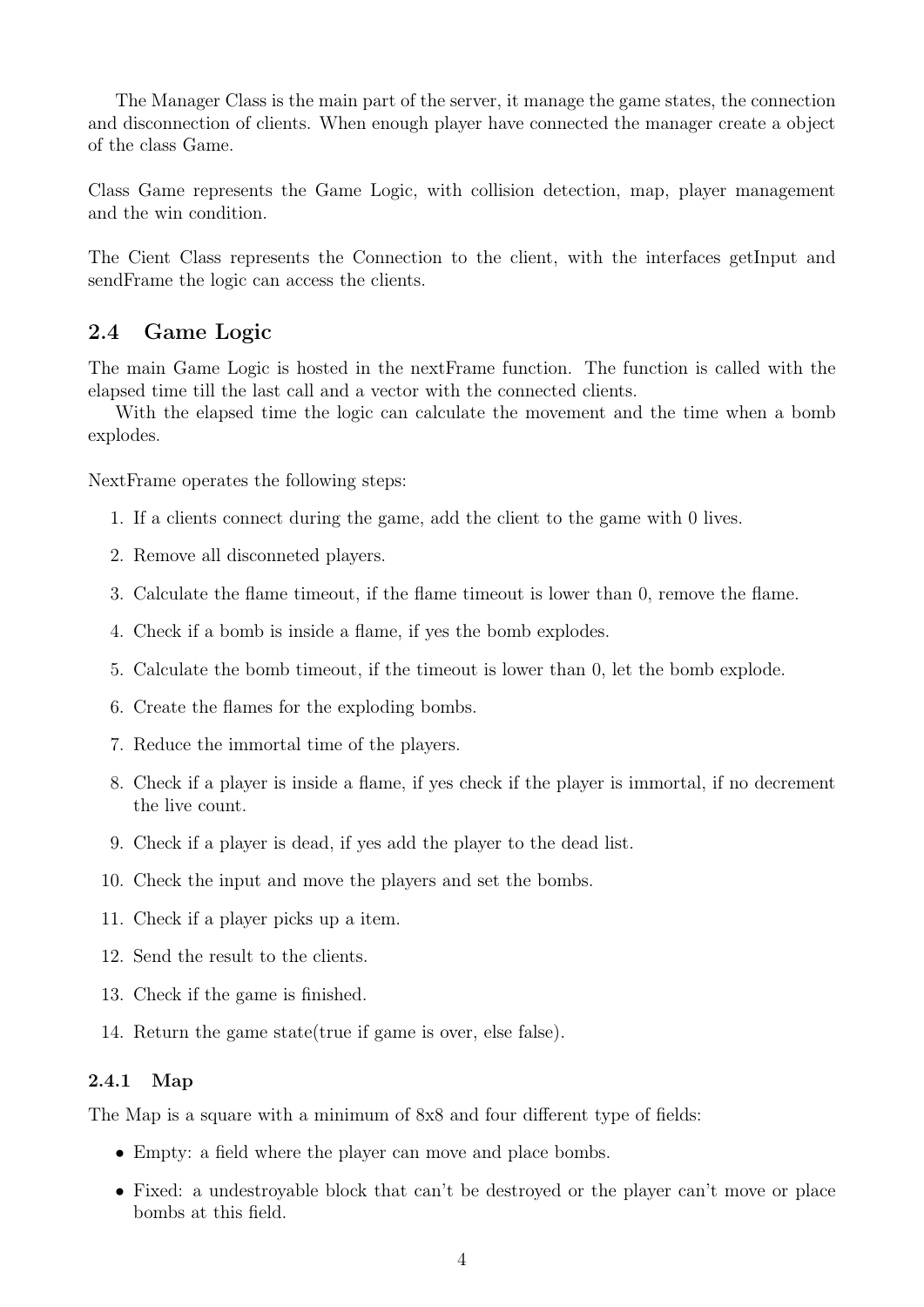The Manager Class is the main part of the server, it manage the game states, the connection and disconnection of clients. When enough player have connected the manager create a object of the class Game.

Class Game represents the Game Logic, with collision detection, map, player management and the win condition.

The Cient Class represents the Connection to the client, with the interfaces getInput and sendFrame the logic can access the clients.

## 2.4 Game Logic

The main Game Logic is hosted in the nextFrame function. The function is called with the elapsed time till the last call and a vector with the connected clients.

With the elapsed time the logic can calculate the movement and the time when a bomb explodes.

NextFrame operates the following steps:

1. If a clients connect during the game, add the client to the game with 0 lives.
2. Remove all disconneted players.
3. Calculate the flame timeout, if the flame timeout is lower than 0, remove the flame.
4. Check if a bomb is inside a flame, if yes the bomb explodes.
5. Calculate the bomb timeout, if the timeout is lower than 0, let the bomb explode.
6. Create the flames for the exploding bombs.
7. Reduce the immortal time of the players.
8. Check if a player is inside a flame, if yes check if the player is immortal, if no decrement the live count.
9. Check if a player is dead, if yes add the player to the dead list.
10. Check the input and move the players and set the bombs.
11. Check if a player picks up a item.
12. Send the result to the clients.
13. Check if the game is finished.
14. Return the game state(true if game is over, else false).

### 2.4.1 Map

The Map is a square with a minimum of 8x8 and four different type of fields:

- Empty: a field where the player can move and place bombs.
- Fixed: a undestroyable block that can't be destroyed or the player can't move or place bombs at this field.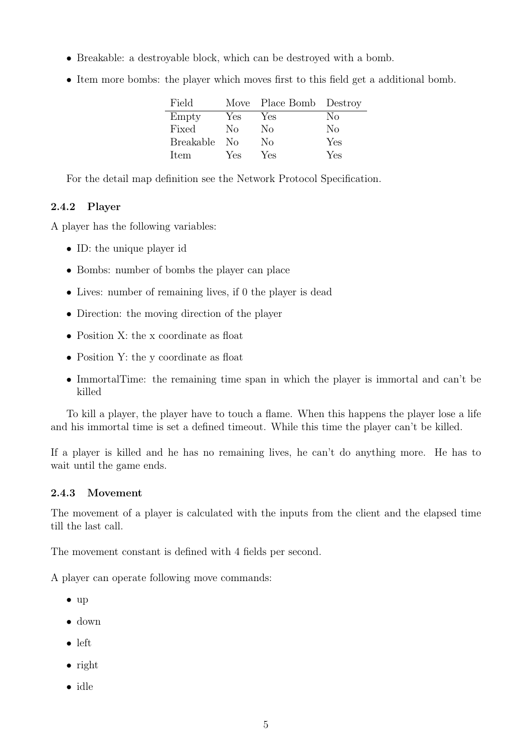- Breakable: a destroyable block, which can be destroyed with a bomb.
- Item more bombs: the player which moves first to this field get a additional bomb.

| Field | Move | Place Bomb | Destroy |
|---|---|---|---|
| Empty | Yes | Yes | No |
| Fixed | No | No | No |
| Breakable | No | No | Yes |
| Item | Yes | Yes | Yes |

For the detail map definition see the Network Protocol Specification.

### 2.4.2 Player

A player has the following variables:

- ID: the unique player id
- Bombs: number of bombs the player can place
- Lives: number of remaining lives, if 0 the player is dead
- Direction: the moving direction of the player
- Position X: the x coordinate as float
- Position Y: the y coordinate as float
- ImmortalTime: the remaining time span in which the player is immortal and can't be killed

To kill a player, the player have to touch a flame. When this happens the player lose a life and his immortal time is set a defined timeout. While this time the player can't be killed.

If a player is killed and he has no remaining lives, he can't do anything more. He has to wait until the game ends.

### 2.4.3 Movement

The movement of a player is calculated with the inputs from the client and the elapsed time till the last call.

The movement constant is defined with 4 fields per second.

A player can operate following move commands:

- up
- down
- left
- right
- idle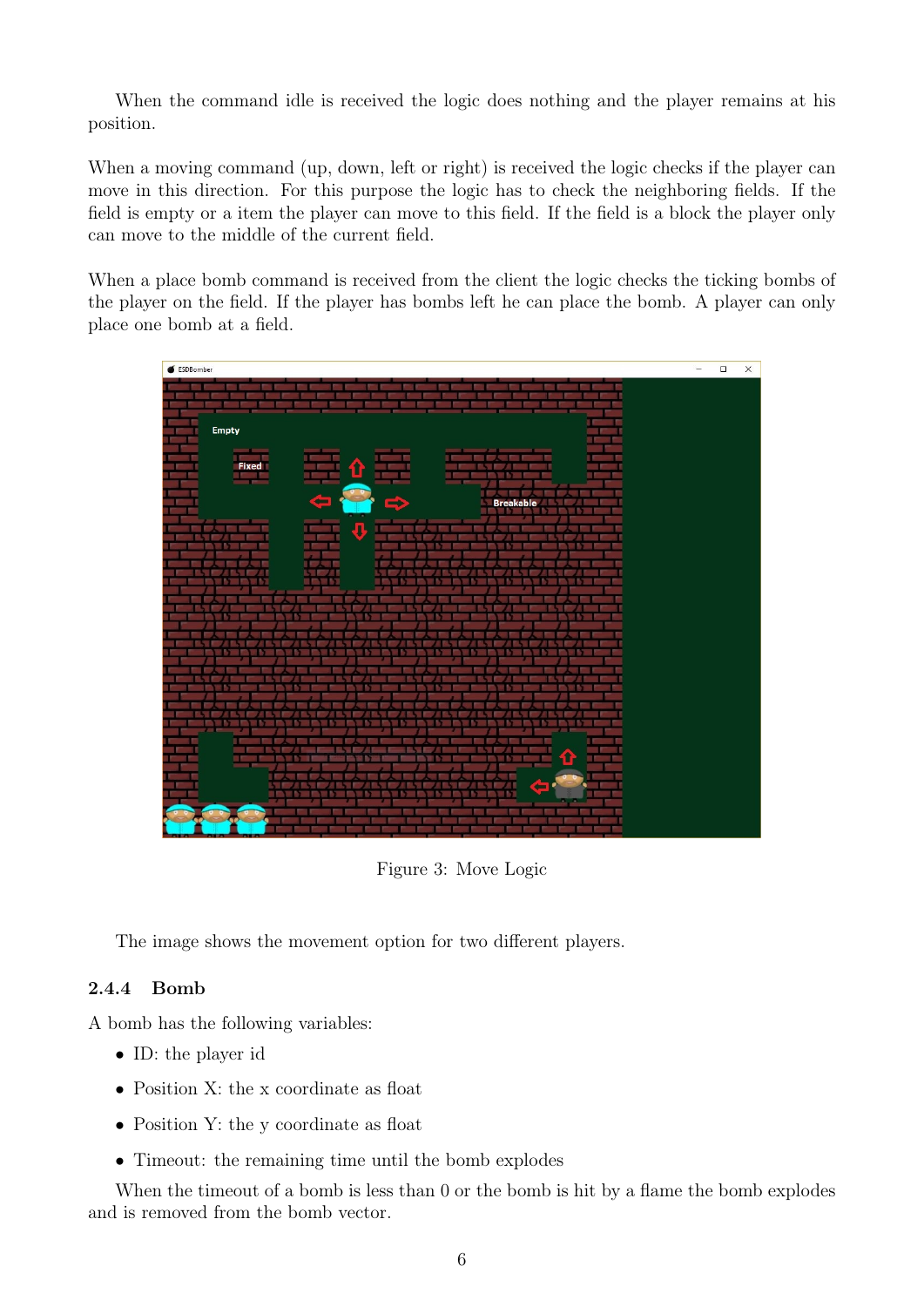When the command idle is received the logic does nothing and the player remains at his position.

When a moving command (up, down, left or right) is received the logic checks if the player can move in this direction. For this purpose the logic has to check the neighboring fields. If the field is empty or a item the player can move to this field. If the field is a block the player only can move to the middle of the current field.

When a place bomb command is received from the client the logic checks the ticking bombs of the player on the field. If the player has bombs left he can place the bomb. A player can only place one bomb at a field.

Figure 3: Move Logic

The image shows the movement option for two different players.

### 2.4.4 Bomb

A bomb has the following variables:

- ID: the player id
- Position X: the x coordinate as float
- Position Y: the y coordinate as float
- Timeout: the remaining time until the bomb explodes

When the timeout of a bomb is less than 0 or the bomb is hit by a flame the bomb explodes and is removed from the bomb vector.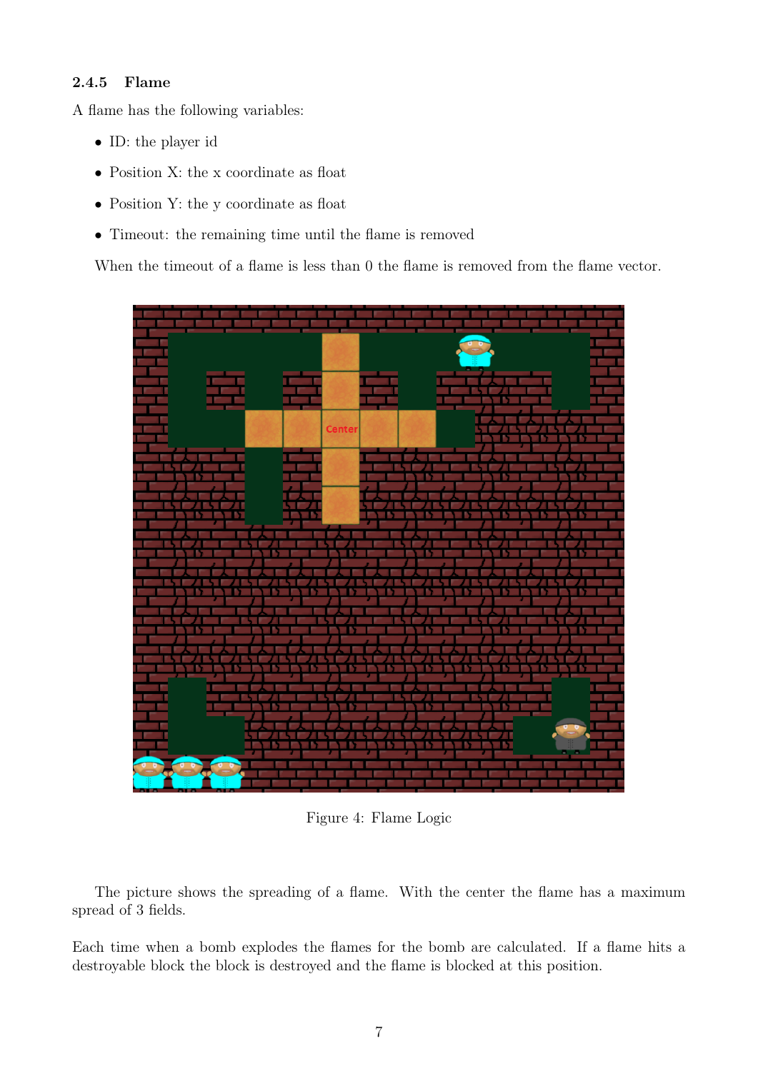### 2.4.5 Flame

A flame has the following variables:

- ID: the player id
- Position X: the x coordinate as float
- Position Y: the y coordinate as float
- Timeout: the remaining time until the flame is removed

When the timeout of a flame is less than 0 the flame is removed from the flame vector.

Figure 4: Flame Logic

The picture shows the spreading of a flame. With the center the flame has a maximum spread of 3 fields.

Each time when a bomb explodes the flames for the bomb are calculated. If a flame hits a destroyable block the block is destroyed and the flame is blocked at this position.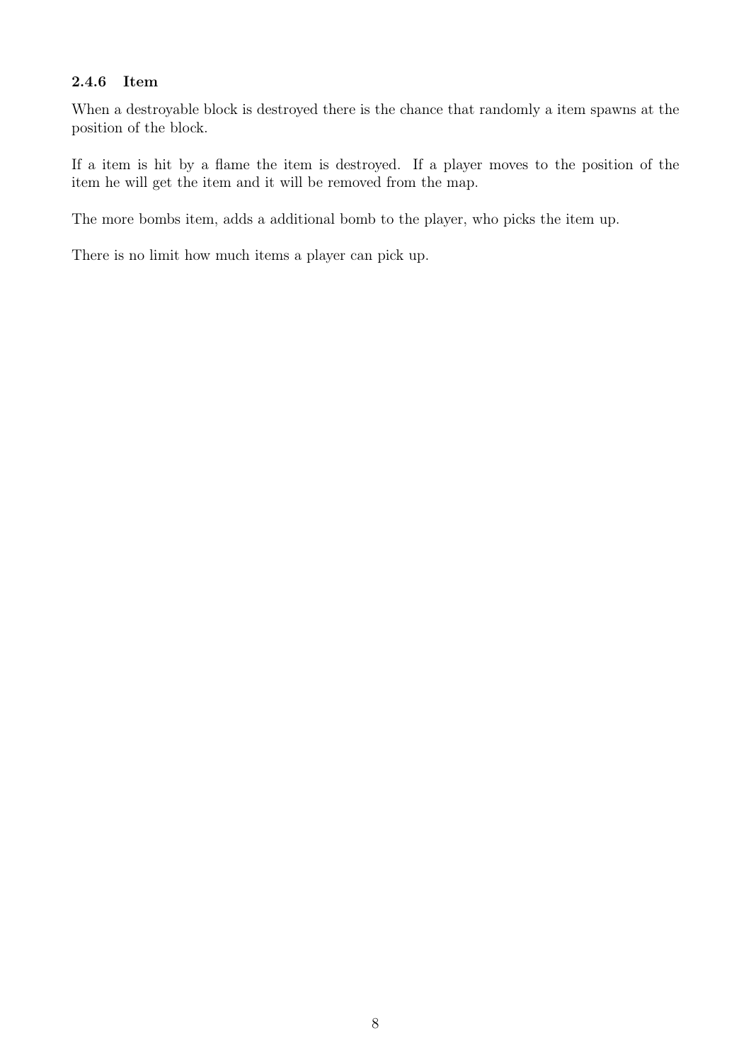#### 2.4.6 Item

When a destroyable block is destroyed there is the chance that randomly a item spawns at the position of the block.

If a item is hit by a flame the item is destroyed. If a player moves to the position of the item he will get the item and it will be removed from the map.

The more bombs item, adds a additional bomb to the player, who picks the item up.

There is no limit how much items a player can pick up.